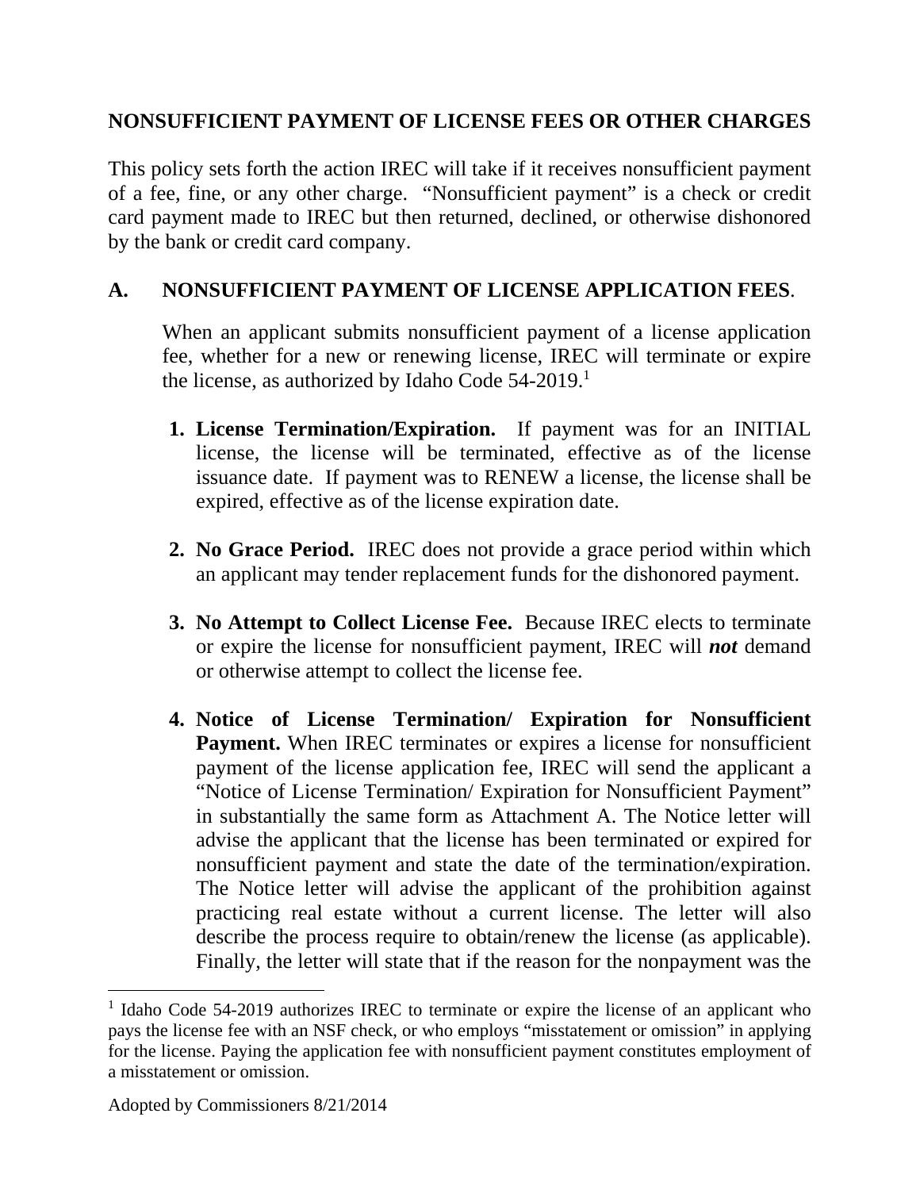## NONSUFFICIENT PAYMENT OF LICENSE FEES OR OTHER CHARGES

This policy sets forth the action IREC will take if it receives nonsufficient payment of a fee, fine, or any other charge. "Nonsufficient payment" is a check or credit card payment made to IREC but then returned, declined, or otherwise dishonored by the bank or credit card company.

### A. NONSUFFICIENT PAYMENT OF LICENSE APPLICATION FEES.

When an applicant submits nonsufficient payment of a license application fee, whether for a new or renewing license, IREC will terminate or expire the license, as authorized by Idaho Code 54-2019.[1]

1. **License Termination/Expiration.** If payment was for an INITIAL license, the license will be terminated, effective as of the license issuance date. If payment was to RENEW a license, the license shall be expired, effective as of the license expiration date.

2. **No Grace Period.** IREC does not provide a grace period within which an applicant may tender replacement funds for the dishonored payment.

3. **No Attempt to Collect License Fee.** Because IREC elects to terminate or expire the license for nonsufficient payment, IREC will ***not*** demand or otherwise attempt to collect the license fee.

4. **Notice of License Termination/ Expiration for Nonsufficient Payment.** When IREC terminates or expires a license for nonsufficient payment of the license application fee, IREC will send the applicant a "Notice of License Termination/ Expiration for Nonsufficient Payment" in substantially the same form as Attachment A. The Notice letter will advise the applicant that the license has been terminated or expired for nonsufficient payment and state the date of the termination/expiration. The Notice letter will advise the applicant of the prohibition against practicing real estate without a current license. The letter will also describe the process require to obtain/renew the license (as applicable). Finally, the letter will state that if the reason for the nonpayment was the

---

[1] Idaho Code 54-2019 authorizes IREC to terminate or expire the license of an applicant who pays the license fee with an NSF check, or who employs "misstatement or omission" in applying for the license. Paying the application fee with nonsufficient payment constitutes employment of a misstatement or omission.

Adopted by Commissioners 8/21/2014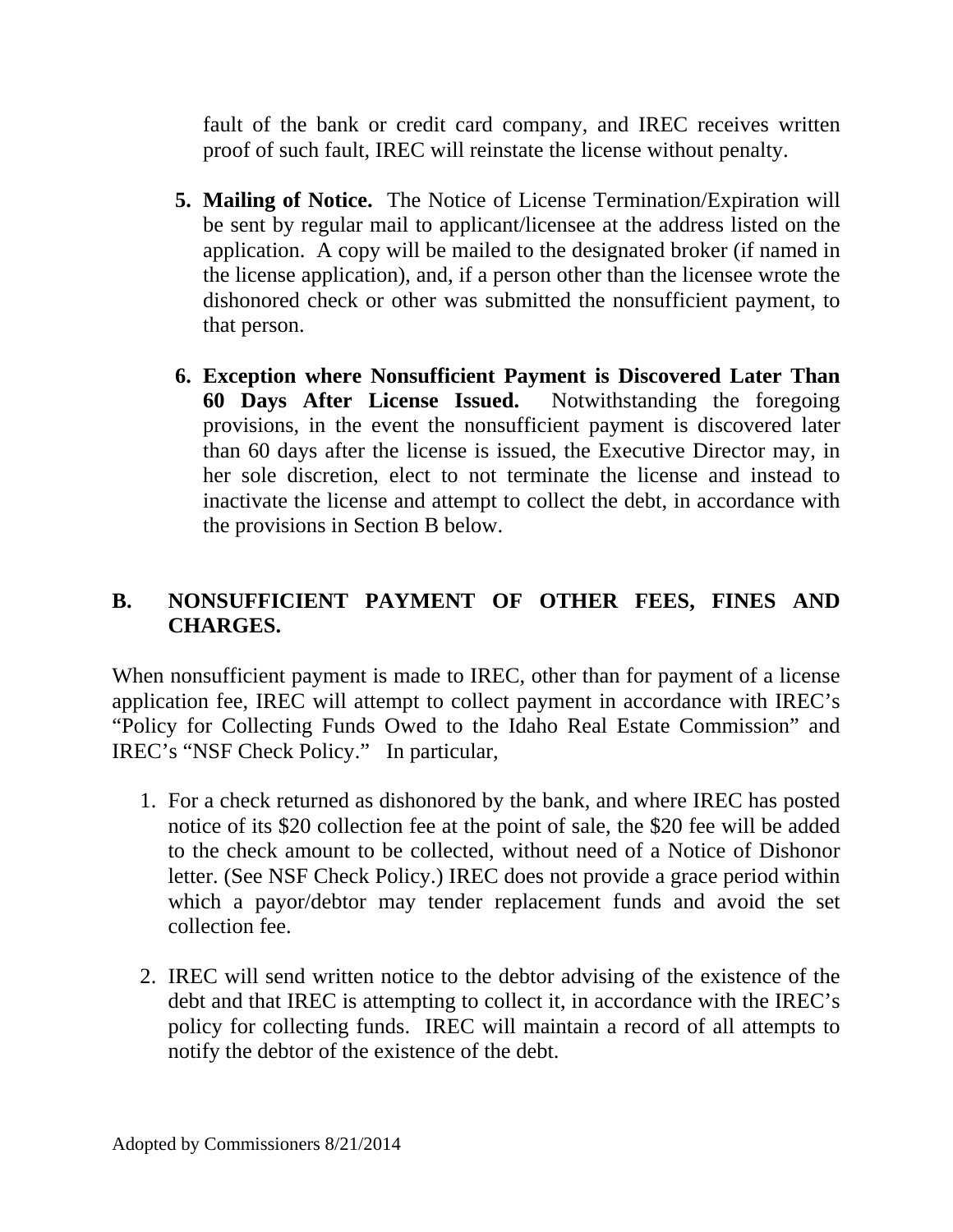fault of the bank or credit card company, and IREC receives written proof of such fault, IREC will reinstate the license without penalty.

5. **Mailing of Notice.** The Notice of License Termination/Expiration will be sent by regular mail to applicant/licensee at the address listed on the application. A copy will be mailed to the designated broker (if named in the license application), and, if a person other than the licensee wrote the dishonored check or other was submitted the nonsufficient payment, to that person.

6. **Exception where Nonsufficient Payment is Discovered Later Than 60 Days After License Issued.** Notwithstanding the foregoing provisions, in the event the nonsufficient payment is discovered later than 60 days after the license is issued, the Executive Director may, in her sole discretion, elect to not terminate the license and instead to inactivate the license and attempt to collect the debt, in accordance with the provisions in Section B below.

## B. NONSUFFICIENT PAYMENT OF OTHER FEES, FINES AND CHARGES.

When nonsufficient payment is made to IREC, other than for payment of a license application fee, IREC will attempt to collect payment in accordance with IREC's "Policy for Collecting Funds Owed to the Idaho Real Estate Commission" and IREC's "NSF Check Policy." In particular,

1. For a check returned as dishonored by the bank, and where IREC has posted notice of its $20 collection fee at the point of sale, the $20 fee will be added to the check amount to be collected, without need of a Notice of Dishonor letter. (See NSF Check Policy.) IREC does not provide a grace period within which a payor/debtor may tender replacement funds and avoid the set collection fee.

2. IREC will send written notice to the debtor advising of the existence of the debt and that IREC is attempting to collect it, in accordance with the IREC's policy for collecting funds. IREC will maintain a record of all attempts to notify the debtor of the existence of the debt.

Adopted by Commissioners 8/21/2014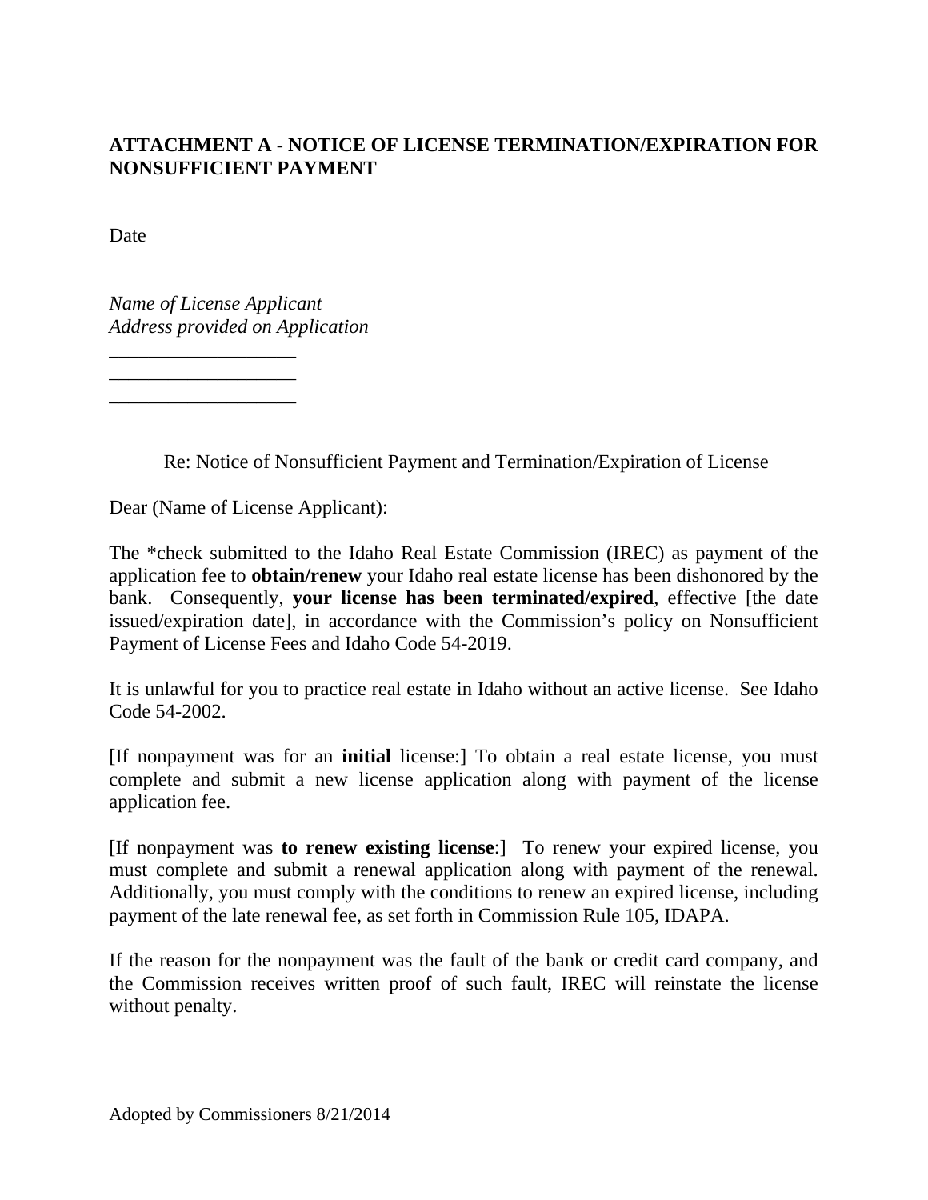**ATTACHMENT A - NOTICE OF LICENSE TERMINATION/EXPIRATION FOR NONSUFFICIENT PAYMENT**

Date

*Name of License Applicant*
*Address provided on Application*
___________________
___________________
___________________

Re: Notice of Nonsufficient Payment and Termination/Expiration of License

Dear (Name of License Applicant):

The *check submitted to the Idaho Real Estate Commission (IREC) as payment of the application fee to **obtain/renew** your Idaho real estate license has been dishonored by the bank. Consequently, **your license has been terminated/expired**, effective [the date issued/expiration date], in accordance with the Commission's policy on Nonsufficient Payment of License Fees and Idaho Code 54-2019.

It is unlawful for you to practice real estate in Idaho without an active license. See Idaho Code 54-2002.

[If nonpayment was for an **initial** license:] To obtain a real estate license, you must complete and submit a new license application along with payment of the license application fee.

[If nonpayment was **to renew existing license**:] To renew your expired license, you must complete and submit a renewal application along with payment of the renewal. Additionally, you must comply with the conditions to renew an expired license, including payment of the late renewal fee, as set forth in Commission Rule 105, IDAPA.

If the reason for the nonpayment was the fault of the bank or credit card company, and the Commission receives written proof of such fault, IREC will reinstate the license without penalty.

Adopted by Commissioners 8/21/2014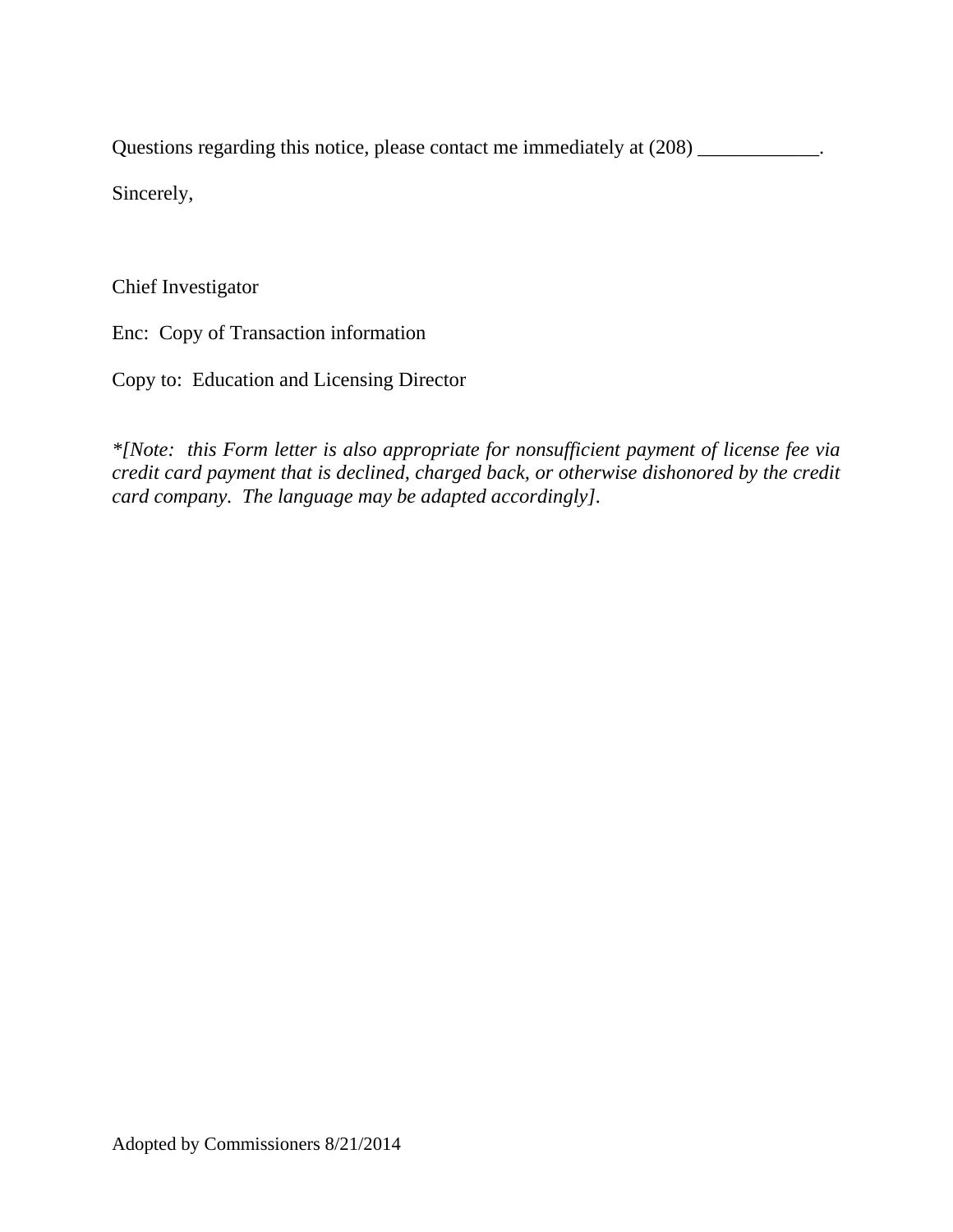Questions regarding this notice, please contact me immediately at (208) ____________.

Sincerely,

Chief Investigator

Enc: Copy of Transaction information

Copy to: Education and Licensing Director

*\*[Note: this Form letter is also appropriate for nonsufficient payment of license fee via credit card payment that is declined, charged back, or otherwise dishonored by the credit card company. The language may be adapted accordingly].*

Adopted by Commissioners 8/21/2014